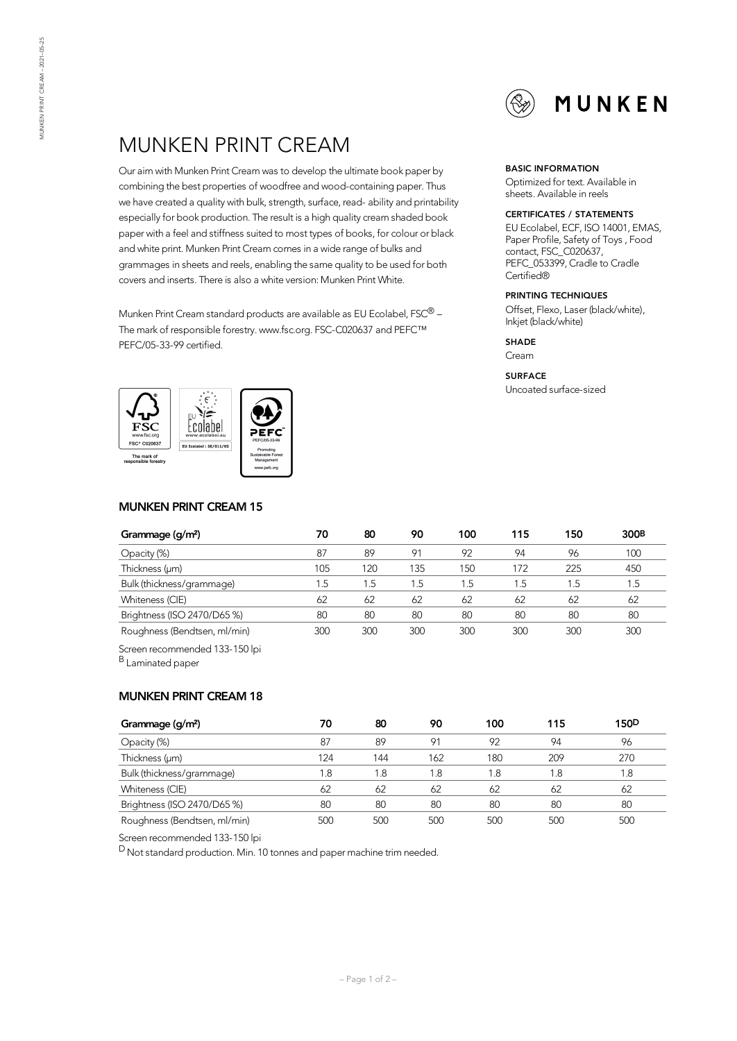# MUNKEN PRINT CREAM

Our aim with Munken Print Cream was to develop the ultimate book paper by combining the best properties of woodfree and wood-containing paper. Thus we have created a quality with bulk, strength, surface, read- ability and printability especially for book production. The result is a high quality cream shaded book paper with a feel and stiffness suited to most types of books, for colour or black and white print. Munken Print Cream comes in a wide range of bulks and grammages in sheets and reels, enabling the same quality to be used for both covers and inserts. There is also a white version: Munken Print White.

Munken Print Cream standard products are available as EU Ecolabel, FSC® – The mark of responsible forestry. www.fsc.org. FSC-C020637 and PEFC™ PEFC/05-33-99 certified.

**BASIC INFORMATION**

Optimized for text. Available in sheets. Available in reels

**CERTIFICATES / STATEMENTS**

EU Ecolabel, ECF, ISO 14001, EMAS, Paper Profile, Safety of Toys , Food contact, FSC_C020637, PEFC_053399, Cradle to Cradle Certified®

**PRINTING TECHNIQUES**

Offset, Flexo, Laser (black/white), Inkjet (black/white)

**SHADE**

Cream

**SURFACE**

Uncoated surface-sized

## MUNKEN PRINT CREAM 15

| Grammage (g/m²) | 70 | 80 | 90 | 100 | 115 | 150 | 300[B] |
|---|---|---|---|---|---|---|---|
| Opacity (%) | 87 | 89 | 91 | 92 | 94 | 96 | 100 |
| Thickness (µm) | 105 | 120 | 135 | 150 | 172 | 225 | 450 |
| Bulk (thickness/grammage) | 1.5 | 1.5 | 1.5 | 1.5 | 1.5 | 1.5 | 1.5 |
| Whiteness (CIE) | 62 | 62 | 62 | 62 | 62 | 62 | 62 |
| Brightness (ISO 2470/D65 %) | 80 | 80 | 80 | 80 | 80 | 80 | 80 |
| Roughness (Bendtsen, ml/min) | 300 | 300 | 300 | 300 | 300 | 300 | 300 |

Screen recommended 133-150 lpi

[B] Laminated paper

## MUNKEN PRINT CREAM 18

| Grammage (g/m²) | 70 | 80 | 90 | 100 | 115 | 150[D] |
|---|---|---|---|---|---|---|
| Opacity (%) | 87 | 89 | 91 | 92 | 94 | 96 |
| Thickness (µm) | 124 | 144 | 162 | 180 | 209 | 270 |
| Bulk (thickness/grammage) | 1.8 | 1.8 | 1.8 | 1.8 | 1.8 | 1.8 |
| Whiteness (CIE) | 62 | 62 | 62 | 62 | 62 | 62 |
| Brightness (ISO 2470/D65 %) | 80 | 80 | 80 | 80 | 80 | 80 |
| Roughness (Bendtsen, ml/min) | 500 | 500 | 500 | 500 | 500 | 500 |

Screen recommended 133-150 lpi

[D] Not standard production. Min. 10 tonnes and paper machine trim needed.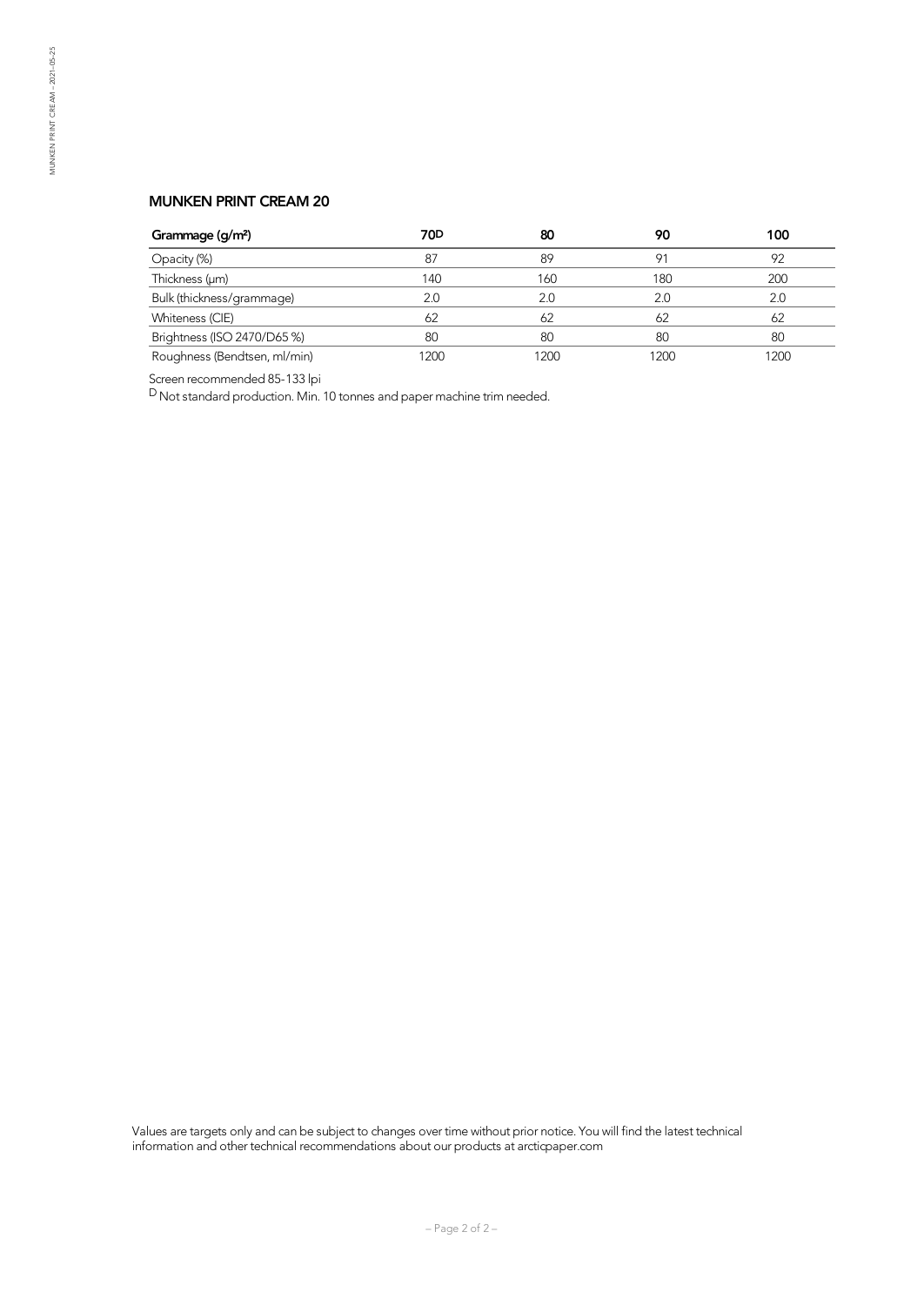## MUNKEN PRINT CREAM 20

| Grammage (g/m²) | 70[D] | 80 | 90 | 100 |
| --- | --- | --- | --- | --- |
| Opacity (%) | 87 | 89 | 91 | 92 |
| Thickness (μm) | 140 | 160 | 180 | 200 |
| Bulk (thickness/grammage) | 2.0 | 2.0 | 2.0 | 2.0 |
| Whiteness (CIE) | 62 | 62 | 62 | 62 |
| Brightness (ISO 2470/D65 %) | 80 | 80 | 80 | 80 |
| Roughness (Bendtsen, ml/min) | 1200 | 1200 | 1200 | 1200 |

Screen recommended 85-133 lpi

[D] Not standard production. Min. 10 tonnes and paper machine trim needed.

Values are targets only and can be subject to changes over time without prior notice. You will find the latest technical information and other technical recommendations about our products at arcticpaper.com